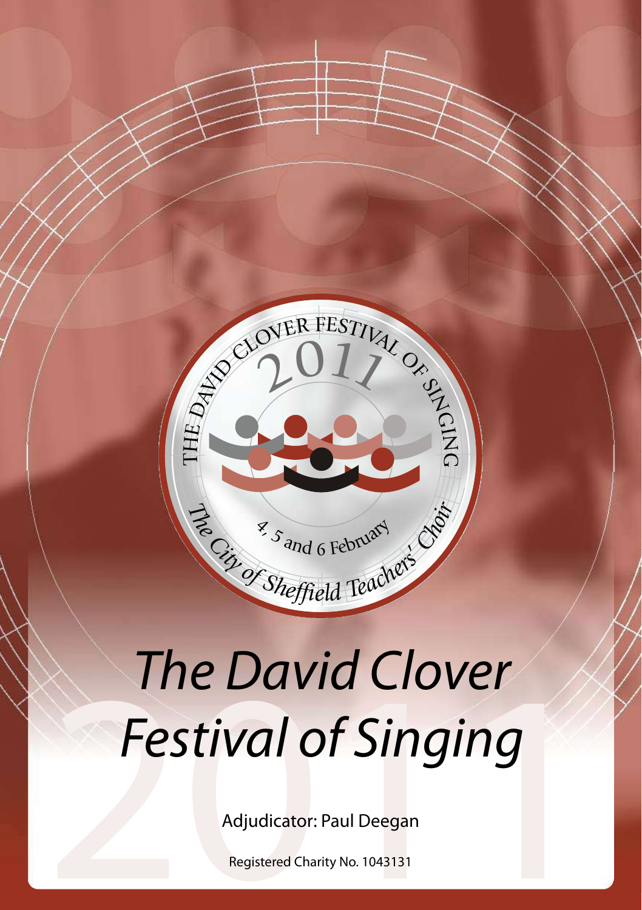THE DAVID CLOVER FESTIVAL OF SINGING

2011

4, 5 and 6 February

The City of Sheffield Teachers' Choir

# *The David Clover Festival of Singing*

Adjudicator: Paul Deegan

Registered Charity No. 1043131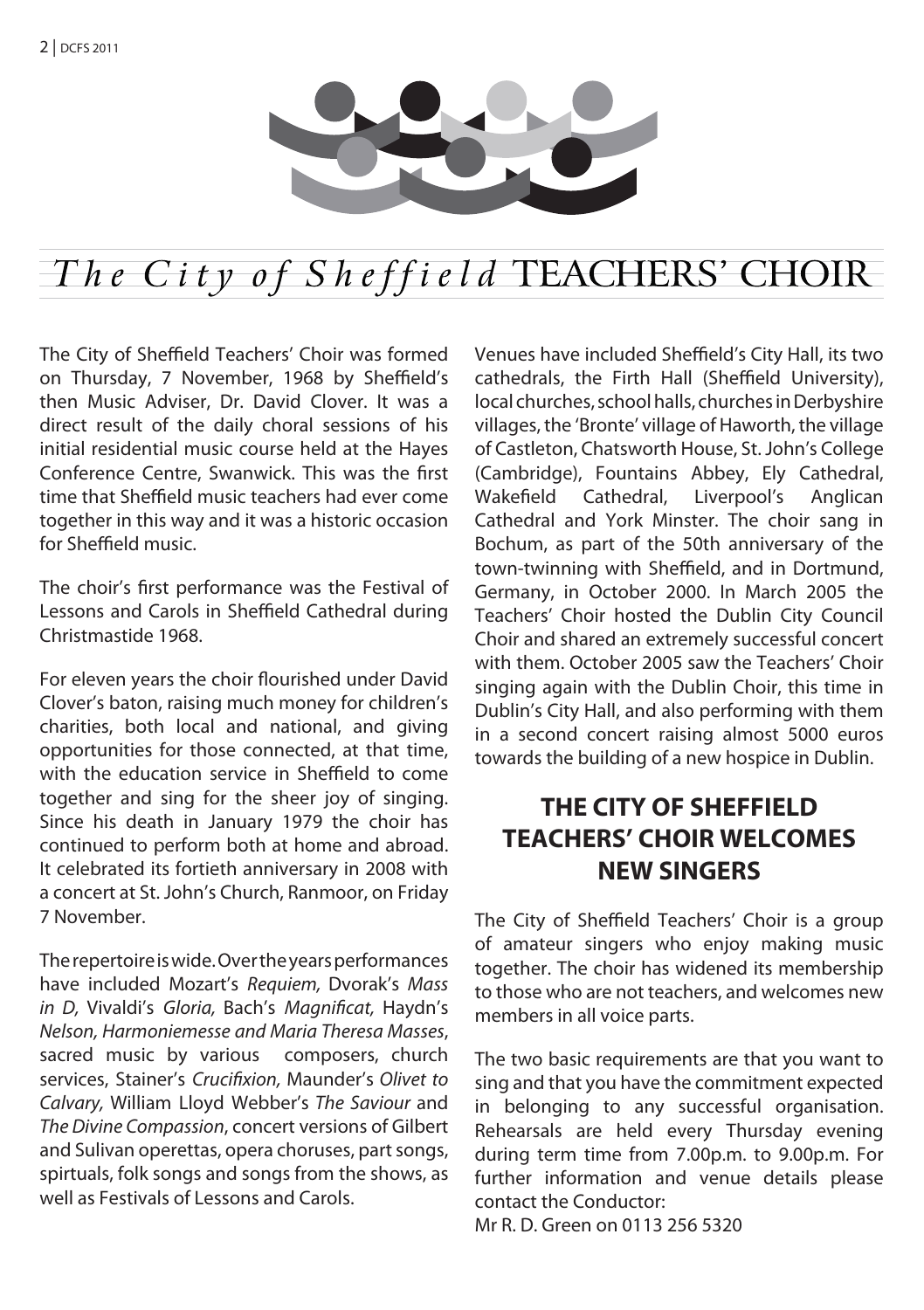# *The City of Sheffield* TEACHERS' CHOIR

The City of Sheffield Teachers' Choir was formed on Thursday, 7 November, 1968 by Sheffield's then Music Adviser, Dr. David Clover. It was a direct result of the daily choral sessions of his initial residential music course held at the Hayes Conference Centre, Swanwick. This was the first time that Sheffield music teachers had ever come together in this way and it was a historic occasion for Sheffield music.

The choir's first performance was the Festival of Lessons and Carols in Sheffield Cathedral during Christmastide 1968.

For eleven years the choir flourished under David Clover's baton, raising much money for children's charities, both local and national, and giving opportunities for those connected, at that time, with the education service in Sheffield to come together and sing for the sheer joy of singing. Since his death in January 1979 the choir has continued to perform both at home and abroad. It celebrated its fortieth anniversary in 2008 with a concert at St. John's Church, Ranmoor, on Friday 7 November.

The repertoire is wide. Over the years performances have included Mozart's *Requiem,* Dvorak's *Mass in D,* Vivaldi's *Gloria,* Bach's *Magnificat,* Haydn's *Nelson, Harmoniemesse and Maria Theresa Masses*, sacred music by various composers, church services, Stainer's *Crucifixion,* Maunder's *Olivet to Calvary,* William Lloyd Webber's *The Saviour* and *The Divine Compassion*, concert versions of Gilbert and Sulivan operettas, opera choruses, part songs, spirituals, folk songs and songs from the shows, as well as Festivals of Lessons and Carols.

Venues have included Sheffield's City Hall, its two cathedrals, the Firth Hall (Sheffield University), local churches, school halls, churches in Derbyshire villages, the 'Bronte' village of Haworth, the village of Castleton, Chatsworth House, St. John's College (Cambridge), Fountains Abbey, Ely Cathedral, Wakefield Cathedral, Liverpool's Anglican Cathedral and York Minster. The choir sang in Bochum, as part of the 50th anniversary of the town-twinning with Sheffield, and in Dortmund, Germany, in October 2000. In March 2005 the Teachers' Choir hosted the Dublin City Council Choir and shared an extremely successful concert with them. October 2005 saw the Teachers' Choir singing again with the Dublin Choir, this time in Dublin's City Hall, and also performing with them in a second concert raising almost 5000 euros towards the building of a new hospice in Dublin.

## THE CITY OF SHEFFIELD TEACHERS' CHOIR WELCOMES NEW SINGERS

The City of Sheffield Teachers' Choir is a group of amateur singers who enjoy making music together. The choir has widened its membership to those who are not teachers, and welcomes new members in all voice parts.

The two basic requirements are that you want to sing and that you have the commitment expected in belonging to any successful organisation. Rehearsals are held every Thursday evening during term time from 7.00p.m. to 9.00p.m. For further information and venue details please contact the Conductor:
Mr R. D. Green on 0113 256 5320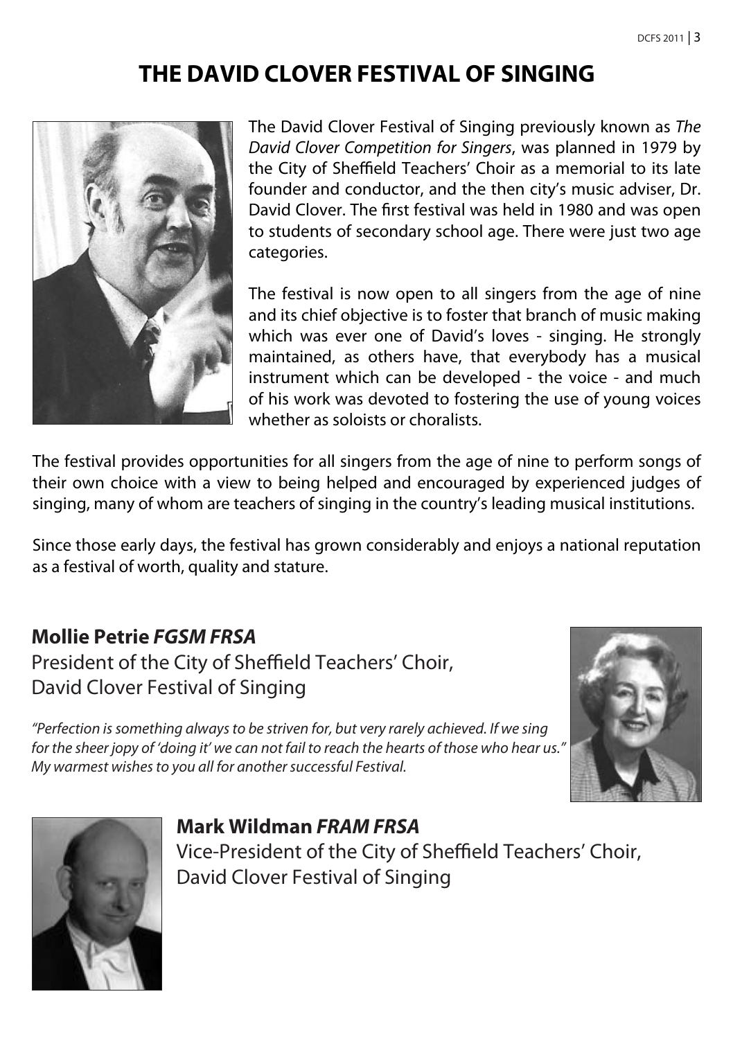# THE DAVID CLOVER FESTIVAL OF SINGING

The David Clover Festival of Singing previously known as *The David Clover Competition for Singers*, was planned in 1979 by the City of Sheffield Teachers' Choir as a memorial to its late founder and conductor, and the then city's music adviser, Dr. David Clover. The first festival was held in 1980 and was open to students of secondary school age. There were just two age categories.

The festival is now open to all singers from the age of nine and its chief objective is to foster that branch of music making which was ever one of David's loves - singing. He strongly maintained, as others have, that everybody has a musical instrument which can be developed - the voice - and much of his work was devoted to fostering the use of young voices whether as soloists or choralists.

The festival provides opportunities for all singers from the age of nine to perform songs of their own choice with a view to being helped and encouraged by experienced judges of singing, many of whom are teachers of singing in the country's leading musical institutions.

Since those early days, the festival has grown considerably and enjoys a national reputation as a festival of worth, quality and stature.

## Mollie Petrie *FGSM FRSA*

President of the City of Sheffield Teachers' Choir,
David Clover Festival of Singing

*"Perfection is something always to be striven for, but very rarely achieved. If we sing for the sheer jopy of 'doing it' we can not fail to reach the hearts of those who hear us." My warmest wishes to you all for another successful Festival.*

## Mark Wildman *FRAM FRSA*

Vice-President of the City of Sheffield Teachers' Choir,
David Clover Festival of Singing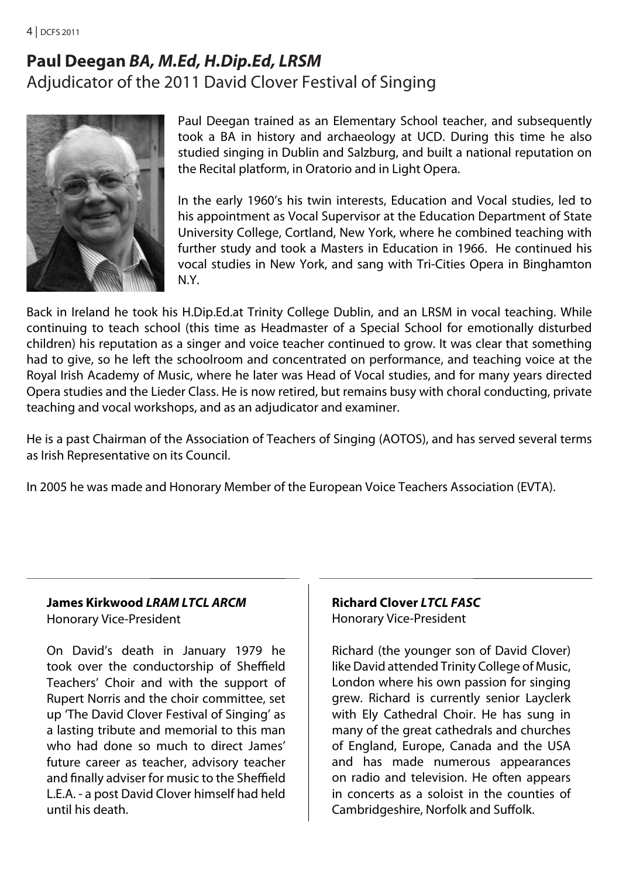## Paul Deegan *BA, M.Ed, H.Dip.Ed, LRSM*

Adjudicator of the 2011 David Clover Festival of Singing

Paul Deegan trained as an Elementary School teacher, and subsequently took a BA in history and archaeology at UCD. During this time he also studied singing in Dublin and Salzburg, and built a national reputation on the Recital platform, in Oratorio and in Light Opera.

In the early 1960's his twin interests, Education and Vocal studies, led to his appointment as Vocal Supervisor at the Education Department of State University College, Cortland, New York, where he combined teaching with further study and took a Masters in Education in 1966. He continued his vocal studies in New York, and sang with Tri-Cities Opera in Binghamton N.Y.

Back in Ireland he took his H.Dip.Ed.at Trinity College Dublin, and an LRSM in vocal teaching. While continuing to teach school (this time as Headmaster of a Special School for emotionally disturbed children) his reputation as a singer and voice teacher continued to grow. It was clear that something had to give, so he left the schoolroom and concentrated on performance, and teaching voice at the Royal Irish Academy of Music, where he later was Head of Vocal studies, and for many years directed Opera studies and the Lieder Class. He is now retired, but remains busy with choral conducting, private teaching and vocal workshops, and as an adjudicator and examiner.

He is a past Chairman of the Association of Teachers of Singing (AOTOS), and has served several terms as Irish Representative on its Council.

In 2005 he was made and Honorary Member of the European Voice Teachers Association (EVTA).

**James Kirkwood *LRAM LTCL ARCM***

Honorary Vice-President

On David's death in January 1979 he took over the conductorship of Sheffield Teachers' Choir and with the support of Rupert Norris and the choir committee, set up 'The David Clover Festival of Singing' as a lasting tribute and memorial to this man who had done so much to direct James' future career as teacher, advisory teacher and finally adviser for music to the Sheffield L.E.A. - a post David Clover himself had held until his death.

**Richard Clover *LTCL FASC***

Honorary Vice-President

Richard (the younger son of David Clover) like David attended Trinity College of Music, London where his own passion for singing grew. Richard is currently senior Layclerk with Ely Cathedral Choir. He has sung in many of the great cathedrals and churches of England, Europe, Canada and the USA and has made numerous appearances on radio and television. He often appears in concerts as a soloist in the counties of Cambridgeshire, Norfolk and Suffolk.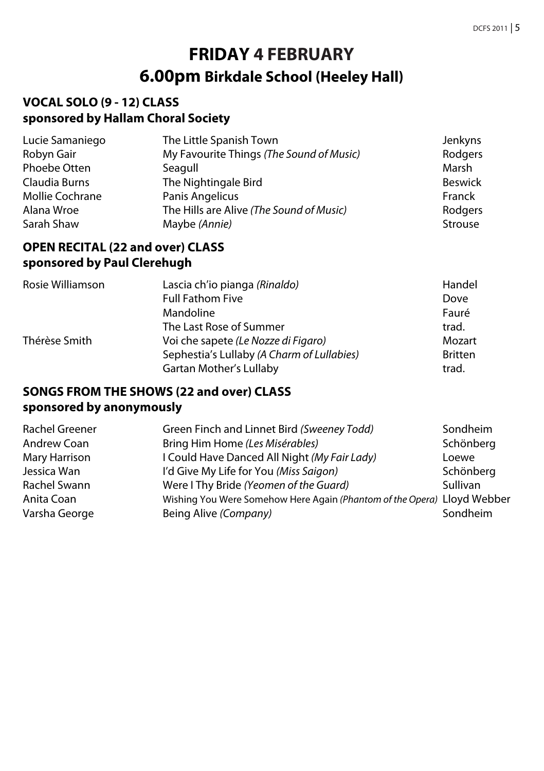# FRIDAY 4 FEBRUARY

## 6.00pm Birkdale School (Heeley Hall)

### VOCAL SOLO (9 - 12) CLASS
### sponsored by Hallam Choral Society

| | | |
|---|---|---|
| Lucie Samaniego | The Little Spanish Town | Jenkyns |
| Robyn Gair | My Favourite Things *(The Sound of Music)* | Rodgers |
| Phoebe Otten | Seagull | Marsh |
| Claudia Burns | The Nightingale Bird | Beswick |
| Mollie Cochrane | Panis Angelicus | Franck |
| Alana Wroe | The Hills are Alive *(The Sound of Music)* | Rodgers |
| Sarah Shaw | Maybe *(Annie)* | Strouse |

### OPEN RECITAL (22 and over) CLASS
### sponsored by Paul Clerehugh

| | | |
|---|---|---|
| Rosie Williamson | Lascia ch'io pianga *(Rinaldo)* | Handel |
| | Full Fathom Five | Dove |
| | Mandoline | Fauré |
| | The Last Rose of Summer | trad. |
| Thérèse Smith | Voi che sapete *(Le Nozze di Figaro)* | Mozart |
| | Sephestia's Lullaby *(A Charm of Lullabies)* | Britten |
| | Gartan Mother's Lullaby | trad. |

### SONGS FROM THE SHOWS (22 and over) CLASS
### sponsored by anonymously

| | | |
|---|---|---|
| Rachel Greener | Green Finch and Linnet Bird *(Sweeney Todd)* | Sondheim |
| Andrew Coan | Bring Him Home *(Les Misérables)* | Schönberg |
| Mary Harrison | I Could Have Danced All Night *(My Fair Lady)* | Loewe |
| Jessica Wan | I'd Give My Life for You *(Miss Saigon)* | Schönberg |
| Rachel Swann | Were I Thy Bride *(Yeomen of the Guard)* | Sullivan |
| Anita Coan | Wishing You Were Somehow Here Again *(Phantom of the Opera)* | Lloyd Webber |
| Varsha George | Being Alive *(Company)* | Sondheim |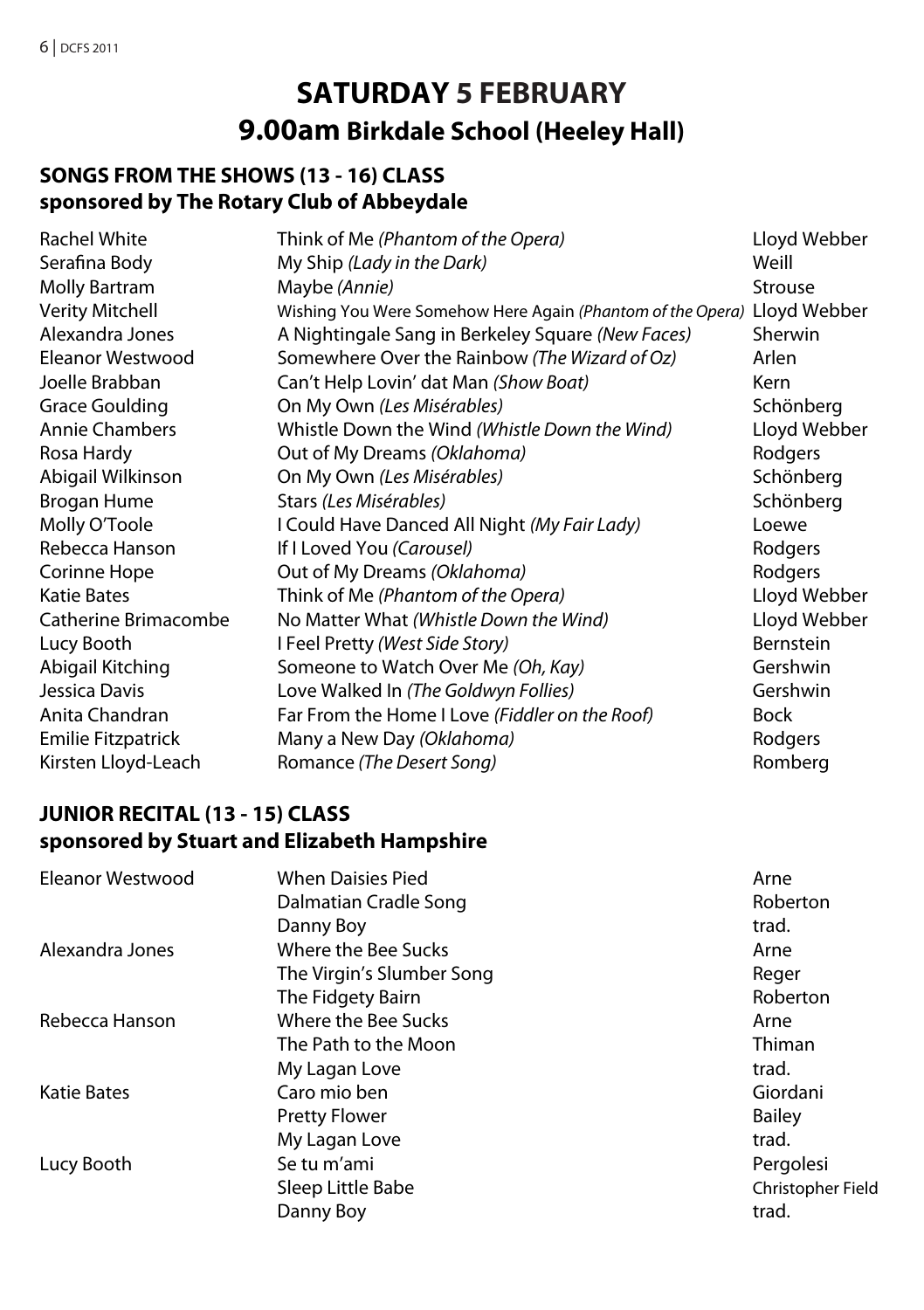# SATURDAY 5 FEBRUARY

## 9.00am Birkdale School (Heeley Hall)

### SONGS FROM THE SHOWS (13 - 16) CLASS
### sponsored by The Rotary Club of Abbeydale

| | | |
|---|---|---|
| Rachel White | Think of Me *(Phantom of the Opera)* | Lloyd Webber |
| Serafina Body | My Ship *(Lady in the Dark)* | Weill |
| Molly Bartram | Maybe *(Annie)* | Strouse |
| Verity Mitchell | Wishing You Were Somehow Here Again *(Phantom of the Opera)* | Lloyd Webber |
| Alexandra Jones | A Nightingale Sang in Berkeley Square *(New Faces)* | Sherwin |
| Eleanor Westwood | Somewhere Over the Rainbow *(The Wizard of Oz)* | Arlen |
| Joelle Brabban | Can't Help Lovin' dat Man *(Show Boat)* | Kern |
| Grace Goulding | On My Own *(Les Misérables)* | Schönberg |
| Annie Chambers | Whistle Down the Wind *(Whistle Down the Wind)* | Lloyd Webber |
| Rosa Hardy | Out of My Dreams *(Oklahoma)* | Rodgers |
| Abigail Wilkinson | On My Own *(Les Misérables)* | Schönberg |
| Brogan Hume | Stars *(Les Misérables)* | Schönberg |
| Molly O'Toole | I Could Have Danced All Night *(My Fair Lady)* | Loewe |
| Rebecca Hanson | If I Loved You *(Carousel)* | Rodgers |
| Corinne Hope | Out of My Dreams *(Oklahoma)* | Rodgers |
| Katie Bates | Think of Me *(Phantom of the Opera)* | Lloyd Webber |
| Catherine Brimacombe | No Matter What *(Whistle Down the Wind)* | Lloyd Webber |
| Lucy Booth | I Feel Pretty *(West Side Story)* | Bernstein |
| Abigail Kitching | Someone to Watch Over Me *(Oh, Kay)* | Gershwin |
| Jessica Davis | Love Walked In *(The Goldwyn Follies)* | Gershwin |
| Anita Chandran | Far From the Home I Love *(Fiddler on the Roof)* | Bock |
| Emilie Fitzpatrick | Many a New Day *(Oklahoma)* | Rodgers |
| Kirsten Lloyd-Leach | Romance *(The Desert Song)* | Romberg |

### JUNIOR RECITAL (13 - 15) CLASS
### sponsored by Stuart and Elizabeth Hampshire

| | | |
|---|---|---|
| Eleanor Westwood | When Daisies Pied | Arne |
| | Dalmatian Cradle Song | Roberton |
| | Danny Boy | trad. |
| Alexandra Jones | Where the Bee Sucks | Arne |
| | The Virgin's Slumber Song | Reger |
| | The Fidgety Bairn | Roberton |
| Rebecca Hanson | Where the Bee Sucks | Arne |
| | The Path to the Moon | Thiman |
| | My Lagan Love | trad. |
| Katie Bates | Caro mio ben | Giordani |
| | Pretty Flower | Bailey |
| | My Lagan Love | trad. |
| Lucy Booth | Se tu m'ami | Pergolesi |
| | Sleep Little Babe | Christopher Field |
| | Danny Boy | trad. |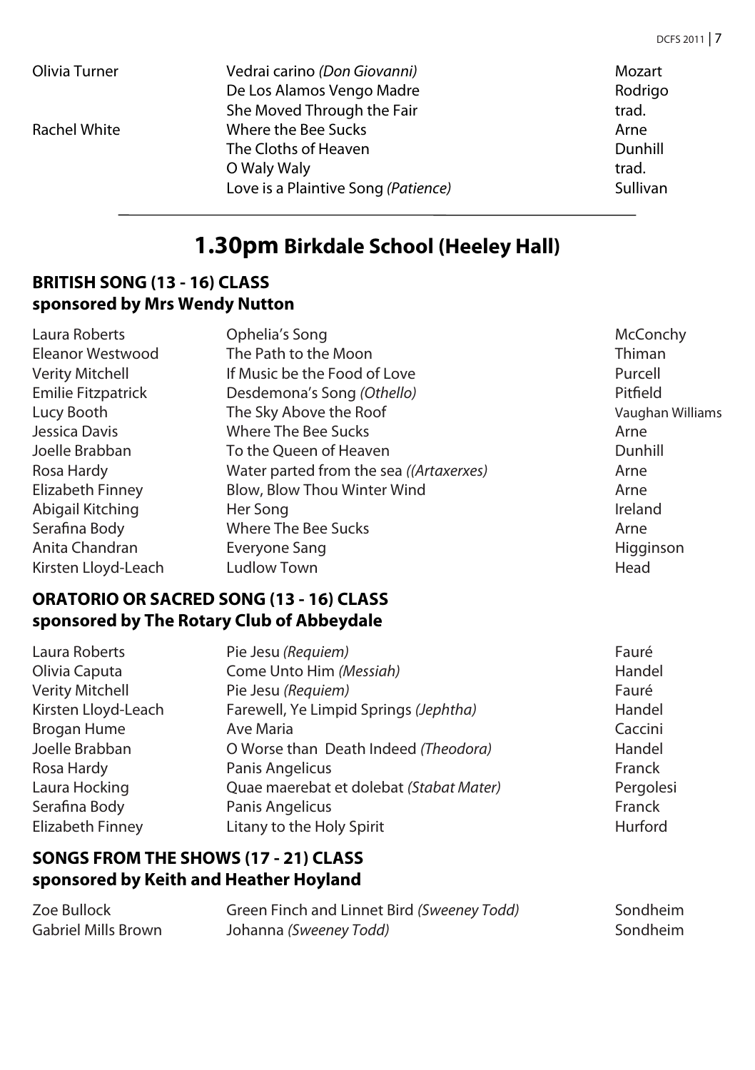| | | |
|---|---|---|
| Olivia Turner | Vedrai carino *(Don Giovanni)* | Mozart |
| | De Los Alamos Vengo Madre | Rodrigo |
| | She Moved Through the Fair | trad. |
| Rachel White | Where the Bee Sucks | Arne |
| | The Cloths of Heaven | Dunhill |
| | O Waly Waly | trad. |
| | Love is a Plaintive Song *(Patience)* | Sullivan |

## **1.30pm** Birkdale School (Heeley Hall)

### BRITISH SONG (13 - 16) CLASS
### sponsored by Mrs Wendy Nutton

| | | |
|---|---|---|
| Laura Roberts | Ophelia's Song | McConchy |
| Eleanor Westwood | The Path to the Moon | Thiman |
| Verity Mitchell | If Music be the Food of Love | Purcell |
| Emilie Fitzpatrick | Desdemona's Song *(Othello)* | Pitfield |
| Lucy Booth | The Sky Above the Roof | Vaughan Williams |
| Jessica Davis | Where The Bee Sucks | Arne |
| Joelle Brabban | To the Queen of Heaven | Dunhill |
| Rosa Hardy | Water parted from the sea *((Artaxerxes)* | Arne |
| Elizabeth Finney | Blow, Blow Thou Winter Wind | Arne |
| Abigail Kitching | Her Song | Ireland |
| Serafina Body | Where The Bee Sucks | Arne |
| Anita Chandran | Everyone Sang | Higginson |
| Kirsten Lloyd-Leach | Ludlow Town | Head |

### ORATORIO OR SACRED SONG (13 - 16) CLASS
### sponsored by The Rotary Club of Abbeydale

| | | |
|---|---|---|
| Laura Roberts | Pie Jesu *(Requiem)* | Fauré |
| Olivia Caputa | Come Unto Him *(Messiah)* | Handel |
| Verity Mitchell | Pie Jesu *(Requiem)* | Fauré |
| Kirsten Lloyd-Leach | Farewell, Ye Limpid Springs *(Jephtha)* | Handel |
| Brogan Hume | Ave Maria | Caccini |
| Joelle Brabban | O Worse than Death Indeed *(Theodora)* | Handel |
| Rosa Hardy | Panis Angelicus | Franck |
| Laura Hocking | Quae maerebat et dolebat *(Stabat Mater)* | Pergolesi |
| Serafina Body | Panis Angelicus | Franck |
| Elizabeth Finney | Litany to the Holy Spirit | Hurford |

### SONGS FROM THE SHOWS (17 - 21) CLASS
### sponsored by Keith and Heather Hoyland

| | | |
|---|---|---|
| Zoe Bullock | Green Finch and Linnet Bird *(Sweeney Todd)* | Sondheim |
| Gabriel Mills Brown | Johanna *(Sweeney Todd)* | Sondheim |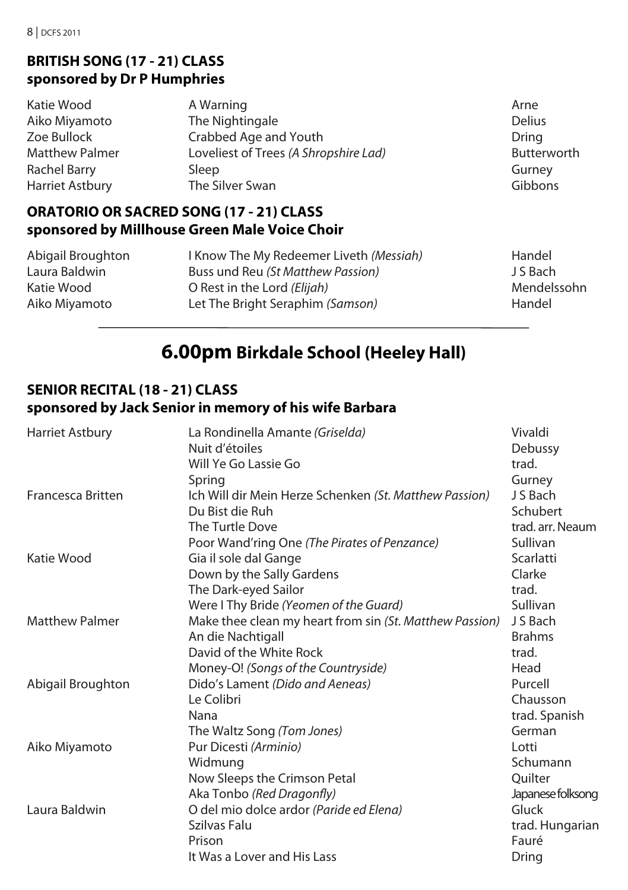## BRITISH SONG (17 - 21) CLASS
## sponsored by Dr P Humphries

| | | |
|---|---|---|
| Katie Wood | A Warning | Arne |
| Aiko Miyamoto | The Nightingale | Delius |
| Zoe Bullock | Crabbed Age and Youth | Dring |
| Matthew Palmer | Loveliest of Trees *(A Shropshire Lad)* | Butterworth |
| Rachel Barry | Sleep | Gurney |
| Harriet Astbury | The Silver Swan | Gibbons |

## ORATORIO OR SACRED SONG (17 - 21) CLASS
## sponsored by Millhouse Green Male Voice Choir

| | | |
|---|---|---|
| Abigail Broughton | I Know The My Redeemer Liveth *(Messiah)* | Handel |
| Laura Baldwin | Buss und Reu *(St Matthew Passion)* | J S Bach |
| Katie Wood | O Rest in the Lord *(Elijah)* | Mendelssohn |
| Aiko Miyamoto | Let The Bright Seraphim *(Samson)* | Handel |

# 6.00pm Birkdale School (Heeley Hall)

## SENIOR RECITAL (18 - 21) CLASS
## sponsored by Jack Senior in memory of his wife Barbara

| | | |
|---|---|---|
| Harriet Astbury | La Rondinella Amante *(Griselda)* | Vivaldi |
| | Nuit d'étoiles | Debussy |
| | Will Ye Go Lassie Go | trad. |
| | Spring | Gurney |
| Francesca Britten | Ich Will dir Mein Herze Schenken *(St. Matthew Passion)* | J S Bach |
| | Du Bist die Ruh | Schubert |
| | The Turtle Dove | trad. arr. Neaum |
| | Poor Wand'ring One *(The Pirates of Penzance)* | Sullivan |
| Katie Wood | Gia il sole dal Gange | Scarlatti |
| | Down by the Sally Gardens | Clarke |
| | The Dark-eyed Sailor | trad. |
| | Were I Thy Bride *(Yeomen of the Guard)* | Sullivan |
| Matthew Palmer | Make thee clean my heart from sin *(St. Matthew Passion)* | J S Bach |
| | An die Nachtigall | Brahms |
| | David of the White Rock | trad. |
| | Money-O! *(Songs of the Countryside)* | Head |
| Abigail Broughton | Dido's Lament *(Dido and Aeneas)* | Purcell |
| | Le Colibri | Chausson |
| | Nana | trad. Spanish |
| | The Waltz Song *(Tom Jones)* | German |
| Aiko Miyamoto | Pur Dicesti *(Arminio)* | Lotti |
| | Widmung | Schumann |
| | Now Sleeps the Crimson Petal | Quilter |
| | Aka Tonbo *(Red Dragonfly)* | Japanese folksong |
| Laura Baldwin | O del mio dolce ardor *(Paride ed Elena)* | Gluck |
| | Szilvas Falu | trad. Hungarian |
| | Prison | Fauré |
| | It Was a Lover and His Lass | Dring |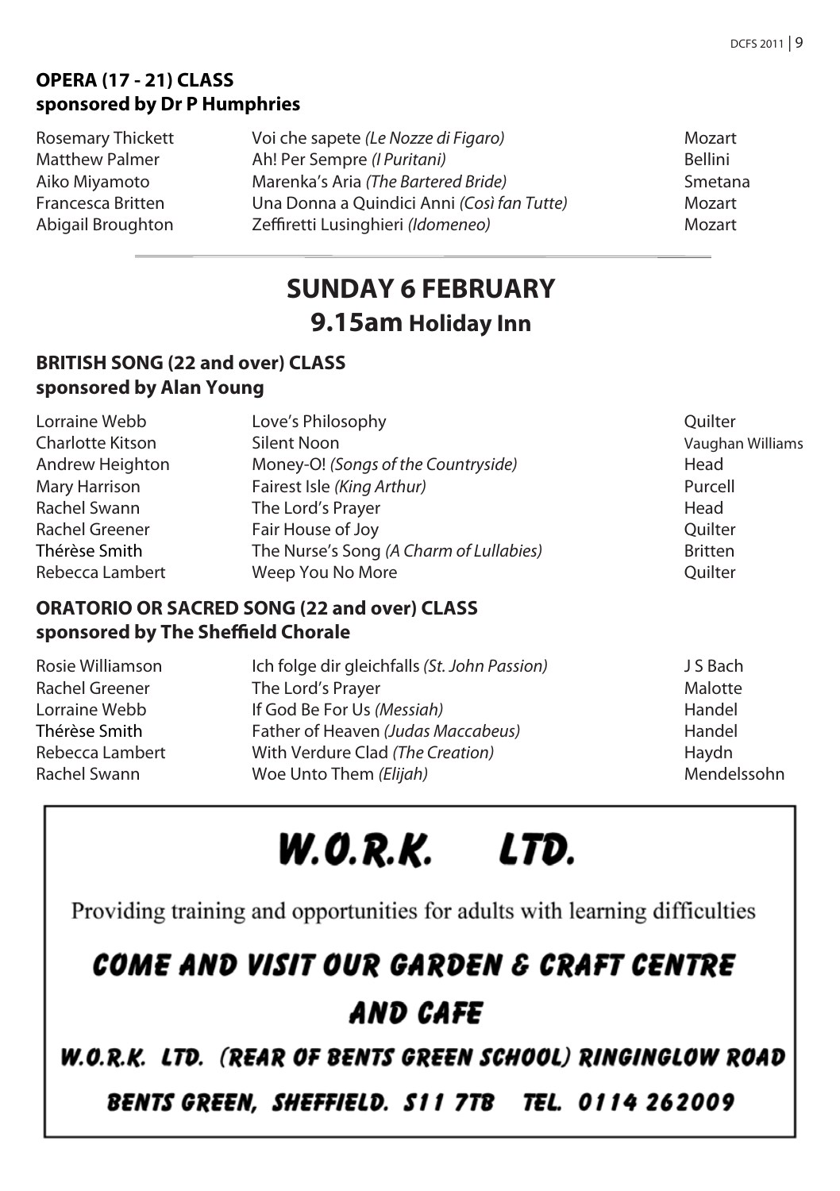**OPERA (17 - 21) CLASS**
**sponsored by Dr P Humphries**

| | | |
|---|---|---|
| Rosemary Thickett | Voi che sapete *(Le Nozze di Figaro)* | Mozart |
| Matthew Palmer | Ah! Per Sempre *(I Puritani)* | Bellini |
| Aiko Miyamoto | Marenka's Aria *(The Bartered Bride)* | Smetana |
| Francesca Britten | Una Donna a Quindici Anni *(Così fan Tutte)* | Mozart |
| Abigail Broughton | Zeffiretti Lusinghieri *(Idomeneo)* | Mozart |

## SUNDAY 6 FEBRUARY

### 9.15am Holiday Inn

**BRITISH SONG (22 and over) CLASS**
**sponsored by Alan Young**

| | | |
|---|---|---|
| Lorraine Webb | Love's Philosophy | Quilter |
| Charlotte Kitson | Silent Noon | Vaughan Williams |
| Andrew Heighton | Money-O! *(Songs of the Countryside)* | Head |
| Mary Harrison | Fairest Isle *(King Arthur)* | Purcell |
| Rachel Swann | The Lord's Prayer | Head |
| Rachel Greener | Fair House of Joy | Quilter |
| Thérèse Smith | The Nurse's Song *(A Charm of Lullabies)* | Britten |
| Rebecca Lambert | Weep You No More | Quilter |

**ORATORIO OR SACRED SONG (22 and over) CLASS**
**sponsored by The Sheffield Chorale**

| | | |
|---|---|---|
| Rosie Williamson | Ich folge dir gleichfalls *(St. John Passion)* | J S Bach |
| Rachel Greener | The Lord's Prayer | Malotte |
| Lorraine Webb | If God Be For Us *(Messiah)* | Handel |
| Thérèse Smith | Father of Heaven *(Judas Maccabeus)* | Handel |
| Rebecca Lambert | With Verdure Clad *(The Creation)* | Haydn |
| Rachel Swann | Woe Unto Them *(Elijah)* | Mendelssohn |

**W.O.R.K. LTD.**

Providing training and opportunities for adults with learning difficulties

**COME AND VISIT OUR GARDEN & CRAFT CENTRE AND CAFE**

**W.O.R.K. LTD. (REAR OF BENTS GREEN SCHOOL) RINGINGLOW ROAD BENTS GREEN, SHEFFIELD. S11 7TB TEL. 0114 262009**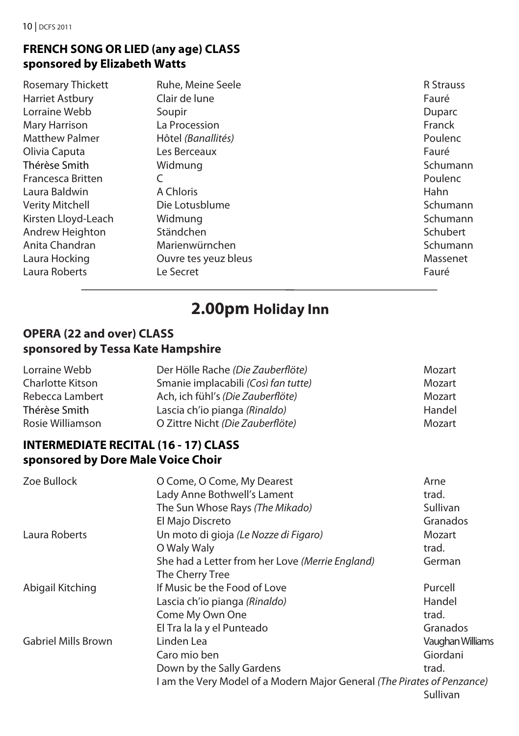## FRENCH SONG OR LIED (any age) CLASS
## sponsored by Elizabeth Watts

| | | |
|---|---|---|
| Rosemary Thickett | Ruhe, Meine Seele | R Strauss |
| Harriet Astbury | Clair de lune | Fauré |
| Lorraine Webb | Soupir | Duparc |
| Mary Harrison | La Procession | Franck |
| Matthew Palmer | Hôtel *(Banallités)* | Poulenc |
| Olivia Caputa | Les Berceaux | Fauré |
| Thérèse Smith | Widmung | Schumann |
| Francesca Britten | C | Poulenc |
| Laura Baldwin | A Chloris | Hahn |
| Verity Mitchell | Die Lotusblume | Schumann |
| Kirsten Lloyd-Leach | Widmung | Schumann |
| Andrew Heighton | Ständchen | Schubert |
| Anita Chandran | Marienwürnchen | Schumann |
| Laura Hocking | Ouvre tes yeuz bleus | Massenet |
| Laura Roberts | Le Secret | Fauré |

# 2.00pm Holiday Inn

## OPERA (22 and over) CLASS
## sponsored by Tessa Kate Hampshire

| | | |
|---|---|---|
| Lorraine Webb | Der Hölle Rache *(Die Zauberflöte)* | Mozart |
| Charlotte Kitson | Smanie implacabili *(Così fan tutte)* | Mozart |
| Rebecca Lambert | Ach, ich fühl's *(Die Zauberflöte)* | Mozart |
| Thérèse Smith | Lascia ch'io pianga *(Rinaldo)* | Handel |
| Rosie Williamson | O Zittre Nicht *(Die Zauberflöte)* | Mozart |

## INTERMEDIATE RECITAL (16 - 17) CLASS
## sponsored by Dore Male Voice Choir

| | | |
|---|---|---|
| Zoe Bullock | O Come, O Come, My Dearest | Arne |
| | Lady Anne Bothwell's Lament | trad. |
| | The Sun Whose Rays *(The Mikado)* | Sullivan |
| | El Majo Discreto | Granados |
| Laura Roberts | Un moto di gioja *(Le Nozze di Figaro)* | Mozart |
| | O Waly Waly | trad. |
| | She had a Letter from her Love *(Merrie England)* | German |
| | The Cherry Tree | |
| Abigail Kitching | If Music be the Food of Love | Purcell |
| | Lascia ch'io pianga *(Rinaldo)* | Handel |
| | Come My Own One | trad. |
| | El Tra la la y el Punteado | Granados |
| Gabriel Mills Brown | Linden Lea | Vaughan Williams |
| | Caro mio ben | Giordani |
| | Down by the Sally Gardens | trad. |
| | I am the Very Model of a Modern Major General *(The Pirates of Penzance)* | Sullivan |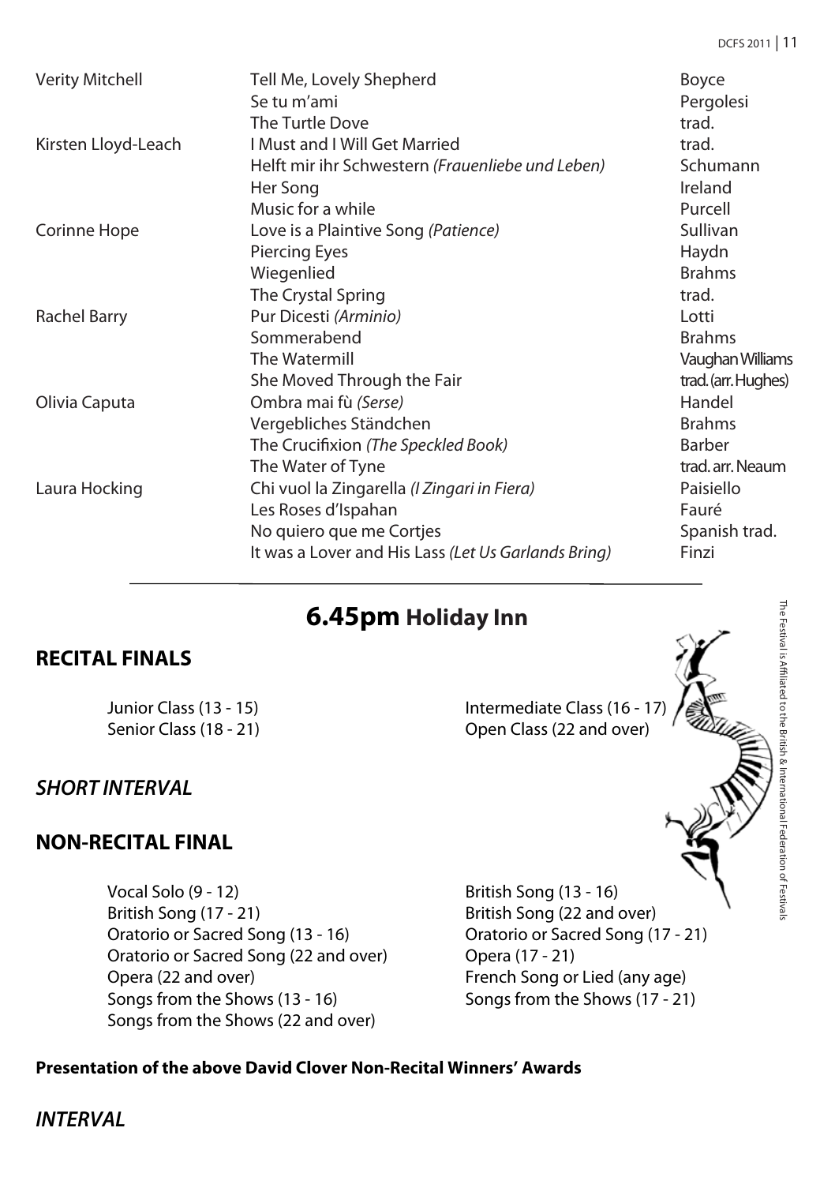| Verity Mitchell | Tell Me, Lovely Shepherd | Boyce |
|---|---|---|
| | Se tu m'ami | Pergolesi |
| | The Turtle Dove | trad. |
| Kirsten Lloyd-Leach | I Must and I Will Get Married | trad. |
| | Helft mir ihr Schwestern *(Frauenliebe und Leben)* | Schumann |
| | Her Song | Ireland |
| | Music for a while | Purcell |
| Corinne Hope | Love is a Plaintive Song *(Patience)* | Sullivan |
| | Piercing Eyes | Haydn |
| | Wiegenlied | Brahms |
| | The Crystal Spring | trad. |
| Rachel Barry | Pur Dicesti *(Arminio)* | Lotti |
| | Sommerabend | Brahms |
| | The Watermill | Vaughan Williams |
| | She Moved Through the Fair | trad. (arr. Hughes) |
| Olivia Caputa | Ombra mai fù *(Serse)* | Handel |
| | Vergebliches Ständchen | Brahms |
| | The Crucifixion *(The Speckled Book)* | Barber |
| | The Water of Tyne | trad. arr. Neaum |
| Laura Hocking | Chi vuol la Zingarella *(I Zingari in Fiera)* | Paisiello |
| | Les Roses d'Ispahan | Fauré |
| | No quiero que me Cortjes | Spanish trad. |
| | It was a Lover and His Lass *(Let Us Garlands Bring)* | Finzi |

## 6.45pm Holiday Inn

### RECITAL FINALS

Junior Class (13 - 15)
Intermediate Class (16 - 17)
Senior Class (18 - 21)
Open Class (22 and over)

### *SHORT INTERVAL*

### NON-RECITAL FINAL

Vocal Solo (9 - 12)
British Song (13 - 16)
British Song (17 - 21)
British Song (22 and over)
Oratorio or Sacred Song (13 - 16)
Oratorio or Sacred Song (17 - 21)
Oratorio or Sacred Song (22 and over)
Opera (17 - 21)
Opera (22 and over)
French Song or Lied (any age)
Songs from the Shows (13 - 16)
Songs from the Shows (17 - 21)
Songs from the Shows (22 and over)

**Presentation of the above David Clover Non-Recital Winners' Awards**

### *INTERVAL*

The Festival is Affiliated to the British & International Federation of Festivals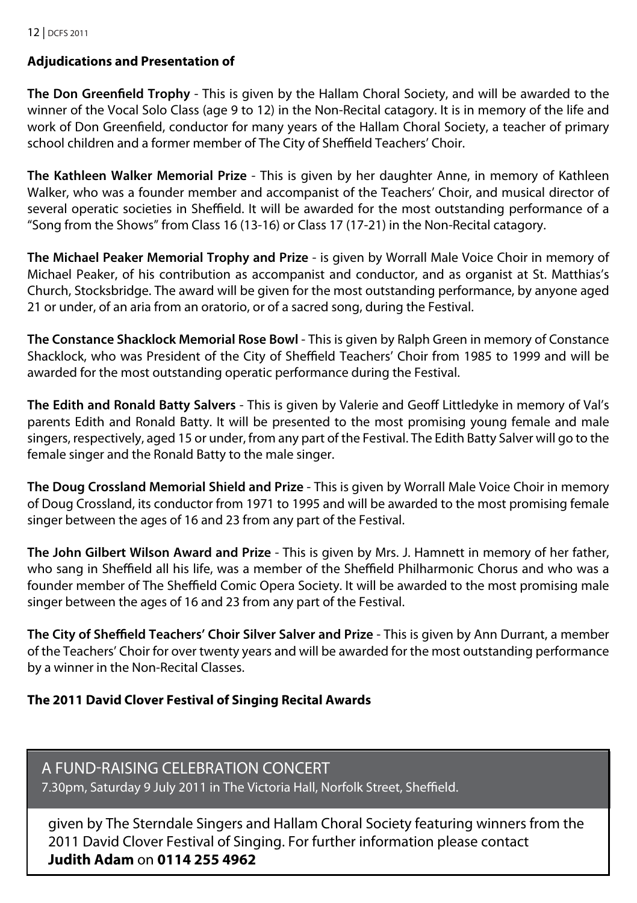**Adjudications and Presentation of**

**The Don Greenfield Trophy** - This is given by the Hallam Choral Society, and will be awarded to the winner of the Vocal Solo Class (age 9 to 12) in the Non-Recital catagory. It is in memory of the life and work of Don Greenfield, conductor for many years of the Hallam Choral Society, a teacher of primary school children and a former member of The City of Sheffield Teachers' Choir.

**The Kathleen Walker Memorial Prize** - This is given by her daughter Anne, in memory of Kathleen Walker, who was a founder member and accompanist of the Teachers' Choir, and musical director of several operatic societies in Sheffield. It will be awarded for the most outstanding performance of a "Song from the Shows" from Class 16 (13-16) or Class 17 (17-21) in the Non-Recital catagory.

**The Michael Peaker Memorial Trophy and Prize** - is given by Worrall Male Voice Choir in memory of Michael Peaker, of his contribution as accompanist and conductor, and as organist at St. Matthias's Church, Stocksbridge. The award will be given for the most outstanding performance, by anyone aged 21 or under, of an aria from an oratorio, or of a sacred song, during the Festival.

**The Constance Shacklock Memorial Rose Bowl** - This is given by Ralph Green in memory of Constance Shacklock, who was President of the City of Sheffield Teachers' Choir from 1985 to 1999 and will be awarded for the most outstanding operatic performance during the Festival.

**The Edith and Ronald Batty Salvers** - This is given by Valerie and Geoff Littledyke in memory of Val's parents Edith and Ronald Batty. It will be presented to the most promising young female and male singers, respectively, aged 15 or under, from any part of the Festival. The Edith Batty Salver will go to the female singer and the Ronald Batty to the male singer.

**The Doug Crossland Memorial Shield and Prize** - This is given by Worrall Male Voice Choir in memory of Doug Crossland, its conductor from 1971 to 1995 and will be awarded to the most promising female singer between the ages of 16 and 23 from any part of the Festival.

**The John Gilbert Wilson Award and Prize** - This is given by Mrs. J. Hamnett in memory of her father, who sang in Sheffield all his life, was a member of the Sheffield Philharmonic Chorus and who was a founder member of The Sheffield Comic Opera Society. It will be awarded to the most promising male singer between the ages of 16 and 23 from any part of the Festival.

**The City of Sheffield Teachers' Choir Silver Salver and Prize** - This is given by Ann Durrant, a member of the Teachers' Choir for over twenty years and will be awarded for the most outstanding performance by a winner in the Non-Recital Classes.

**The 2011 David Clover Festival of Singing Recital Awards**

## A FUND-RAISING CELEBRATION CONCERT

7.30pm, Saturday 9 July 2011 in The Victoria Hall, Norfolk Street, Sheffield.

given by The Sterndale Singers and Hallam Choral Society featuring winners from the 2011 David Clover Festival of Singing. For further information please contact **Judith Adam** on **0114 255 4962**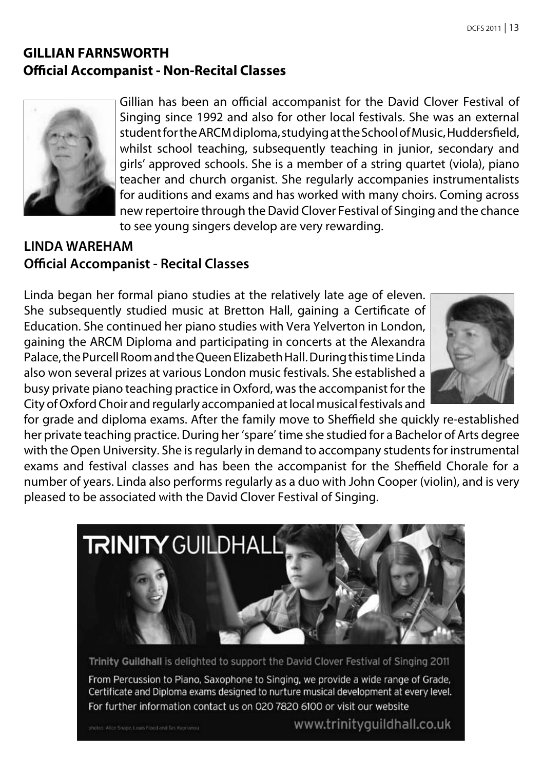## GILLIAN FARNSWORTH
## Official Accompanist - Non-Recital Classes

Gillian has been an official accompanist for the David Clover Festival of Singing since 1992 and also for other local festivals. She was an external student for the ARCM diploma, studying at the School of Music, Huddersfield, whilst school teaching, subsequently teaching in junior, secondary and girls' approved schools. She is a member of a string quartet (viola), piano teacher and church organist. She regularly accompanies instrumentalists for auditions and exams and has worked with many choirs. Coming across new repertoire through the David Clover Festival of Singing and the chance to see young singers develop are very rewarding.

## LINDA WAREHAM
## Official Accompanist - Recital Classes

Linda began her formal piano studies at the relatively late age of eleven. She subsequently studied music at Bretton Hall, gaining a Certificate of Education. She continued her piano studies with Vera Yelverton in London, gaining the ARCM Diploma and participating in concerts at the Alexandra Palace, the Purcell Room and the Queen Elizabeth Hall. During this time Linda also won several prizes at various London music festivals. She established a busy private piano teaching practice in Oxford, was the accompanist for the City of Oxford Choir and regularly accompanied at local musical festivals and for grade and diploma exams. After the family move to Sheffield she quickly re-established her private teaching practice. During her 'spare' time she studied for a Bachelor of Arts degree with the Open University. She is regularly in demand to accompany students for instrumental exams and festival classes and has been the accompanist for the Sheffield Chorale for a number of years. Linda also performs regularly as a duo with John Cooper (violin), and is very pleased to be associated with the David Clover Festival of Singing.

**TRINITY GUILDHALL**

**Trinity Guildhall** is delighted to support the David Clover Festival of Singing 2011

From Percussion to Piano, Saxophone to Singing, we provide a wide range of Grade, Certificate and Diploma exams designed to nurture musical development at every level. For further information contact us on 020 7820 6100 or visit our website

photos: Alice Snape, Louis Flood and Tas Kyprianou

www.trinityguildhall.co.uk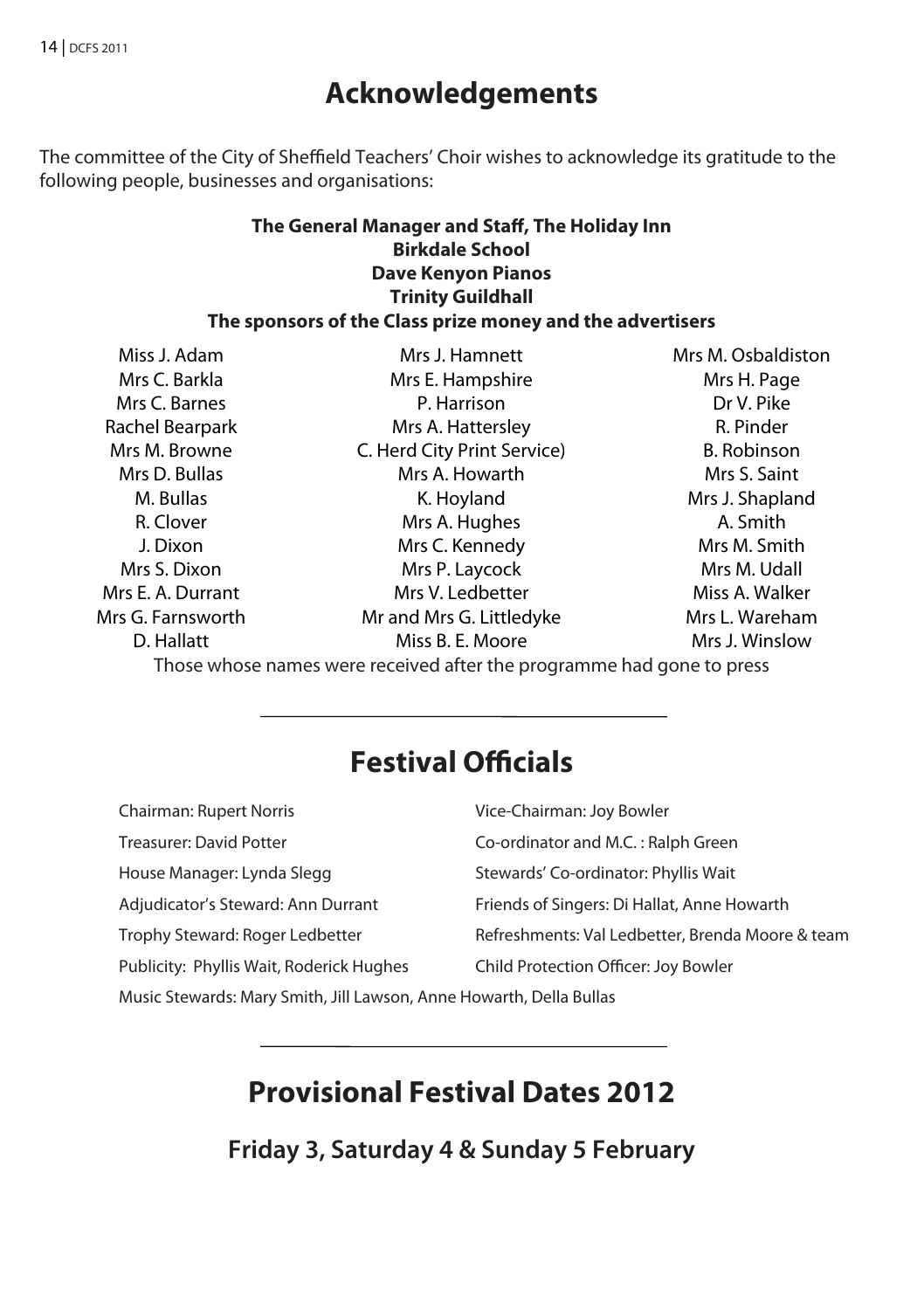# Acknowledgements

The committee of the City of Sheffield Teachers' Choir wishes to acknowledge its gratitude to the following people, businesses and organisations:

**The General Manager and Staff, The Holiday Inn**
**Birkdale School**
**Dave Kenyon Pianos**
**Trinity Guildhall**
**The sponsors of the Class prize money and the advertisers**

| | | |
|---|---|---|
| Miss J. Adam | Mrs J. Hamnett | Mrs M. Osbaldiston |
| Mrs C. Barkla | Mrs E. Hampshire | Mrs H. Page |
| Mrs C. Barnes | P. Harrison | Dr V. Pike |
| Rachel Bearpark | Mrs A. Hattersley | R. Pinder |
| Mrs M. Browne | C. Herd City Print Service) | B. Robinson |
| Mrs D. Bullas | Mrs A. Howarth | Mrs S. Saint |
| M. Bullas | K. Hoyland | Mrs J. Shapland |
| R. Clover | Mrs A. Hughes | A. Smith |
| J. Dixon | Mrs C. Kennedy | Mrs M. Smith |
| Mrs S. Dixon | Mrs P. Laycock | Mrs M. Udall |
| Mrs E. A. Durrant | Mrs V. Ledbetter | Miss A. Walker |
| Mrs G. Farnsworth | Mr and Mrs G. Littledyke | Mrs L. Wareham |
| D. Hallatt | Miss B. E. Moore | Mrs J. Winslow |

Those whose names were received after the programme had gone to press

# Festival Officials

Chairman: Rupert Norris
Vice-Chairman: Joy Bowler
Treasurer: David Potter
Co-ordinator and M.C. : Ralph Green
House Manager: Lynda Slegg
Stewards' Co-ordinator: Phyllis Wait
Adjudicator's Steward: Ann Durrant
Friends of Singers: Di Hallat, Anne Howarth
Trophy Steward: Roger Ledbetter
Refreshments: Val Ledbetter, Brenda Moore & team
Publicity: Phyllis Wait, Roderick Hughes
Child Protection Officer: Joy Bowler
Music Stewards: Mary Smith, Jill Lawson, Anne Howarth, Della Bullas

# Provisional Festival Dates 2012

## Friday 3, Saturday 4 & Sunday 5 February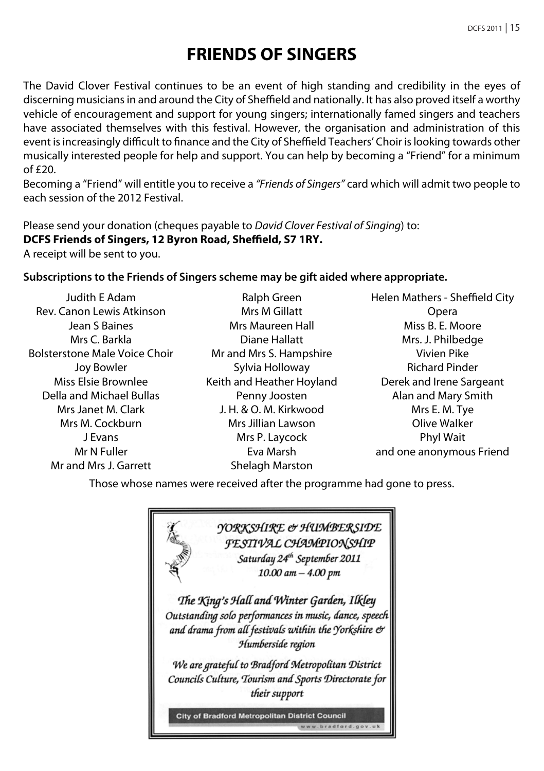# FRIENDS OF SINGERS

The David Clover Festival continues to be an event of high standing and credibility in the eyes of discerning musicians in and around the City of Sheffield and nationally. It has also proved itself a worthy vehicle of encouragement and support for young singers; internationally famed singers and teachers have associated themselves with this festival. However, the organisation and administration of this event is increasingly difficult to finance and the City of Sheffield Teachers' Choir is looking towards other musically interested people for help and support. You can help by becoming a "Friend" for a minimum of £20.

Becoming a "Friend" will entitle you to receive a *"Friends of Singers"* card which will admit two people to each session of the 2012 Festival.

Please send your donation (cheques payable to *David Clover Festival of Singing*) to:
**DCFS Friends of Singers, 12 Byron Road, Sheffield, S7 1RY.**
A receipt will be sent to you.

**Subscriptions to the Friends of Singers scheme may be gift aided where appropriate.**

Judith E Adam
Rev. Canon Lewis Atkinson
Jean S Baines
Mrs C. Barkla
Bolsterstone Male Voice Choir
Joy Bowler
Miss Elsie Brownlee
Della and Michael Bullas
Mrs Janet M. Clark
Mrs M. Cockburn
J Evans
Mr N Fuller
Mr and Mrs J. Garrett
Ralph Green
Mrs M Gillatt
Mrs Maureen Hall
Diane Hallatt
Mr and Mrs S. Hampshire
Sylvia Holloway
Keith and Heather Hoyland
Penny Joosten
J. H. & O. M. Kirkwood
Mrs Jillian Lawson
Mrs P. Laycock
Eva Marsh
Shelagh Marston
Helen Mathers - Sheffield City Opera
Miss B. E. Moore
Mrs. J. Philbedge
Vivien Pike
Richard Pinder
Derek and Irene Sargeant
Alan and Mary Smith
Mrs E. M. Tye
Olive Walker
Phyl Wait
and one anonymous Friend

Those whose names were received after the programme had gone to press.

*YORKSHIRE & HUMBERSIDE FESTIVAL CHAMPIONSHIP*
*Saturday 24th September 2011*
*10.00 am – 4.00 pm*

*The King's Hall and Winter Garden, Ilkley*
*Outstanding solo performances in music, dance, speech and drama from all festivals within the Yorkshire & Humberside region*

*We are grateful to Bradford Metropolitan District Councils Culture, Tourism and Sports Directorate for their support*

City of Bradford Metropolitan District Council
www.bradford.gov.uk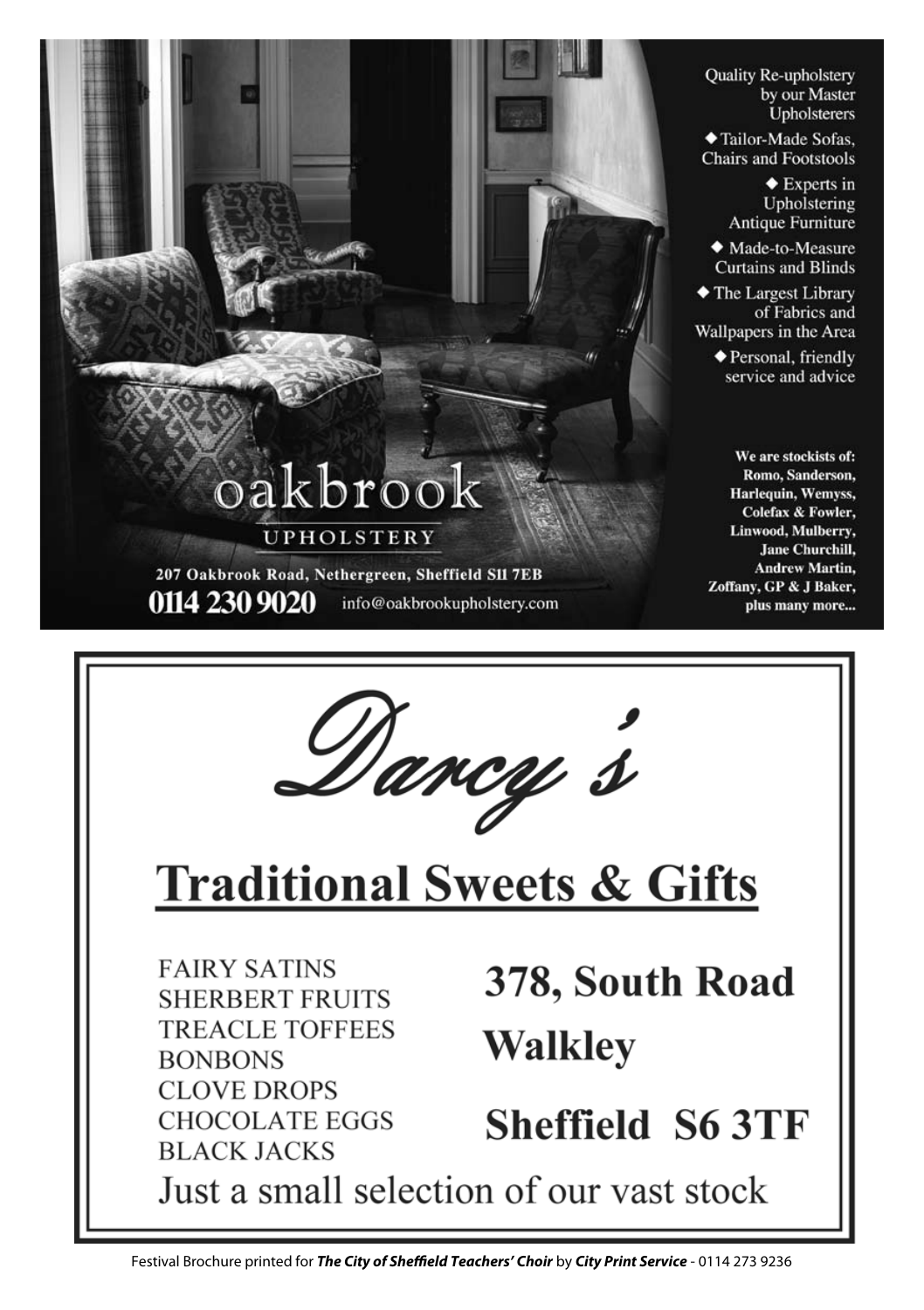Quality Re-upholstery by our Master Upholsterers

- Tailor-Made Sofas, Chairs and Footstools
- Experts in Upholstering Antique Furniture
- Made-to-Measure Curtains and Blinds
- The Largest Library of Fabrics and Wallpapers in the Area
- Personal, friendly service and advice

**We are stockists of: Romo, Sanderson, Harlequin, Wemyss, Colefax & Fowler, Linwood, Mulberry, Jane Churchill, Andrew Martin, Zoffany, GP & J Baker, plus many more...**

# oakbrook

UPHOLSTERY

**207 Oakbrook Road, Nethergreen, Sheffield S11 7EB**

**0114 230 9020** info@oakbrookupholstery.com

---

# *Darcy's*

## Traditional Sweets & Gifts

FAIRY SATINS
SHERBERT FRUITS
TREACLE TOFFEES
BONBONS
CLOVE DROPS
CHOCOLATE EGGS
BLACK JACKS

**378, South Road**

**Walkley**

**Sheffield S6 3TF**

Just a small selection of our vast stock

---

Festival Brochure printed for ***The City of Sheffield Teachers' Choir*** by ***City Print Service*** - 0114 273 9236